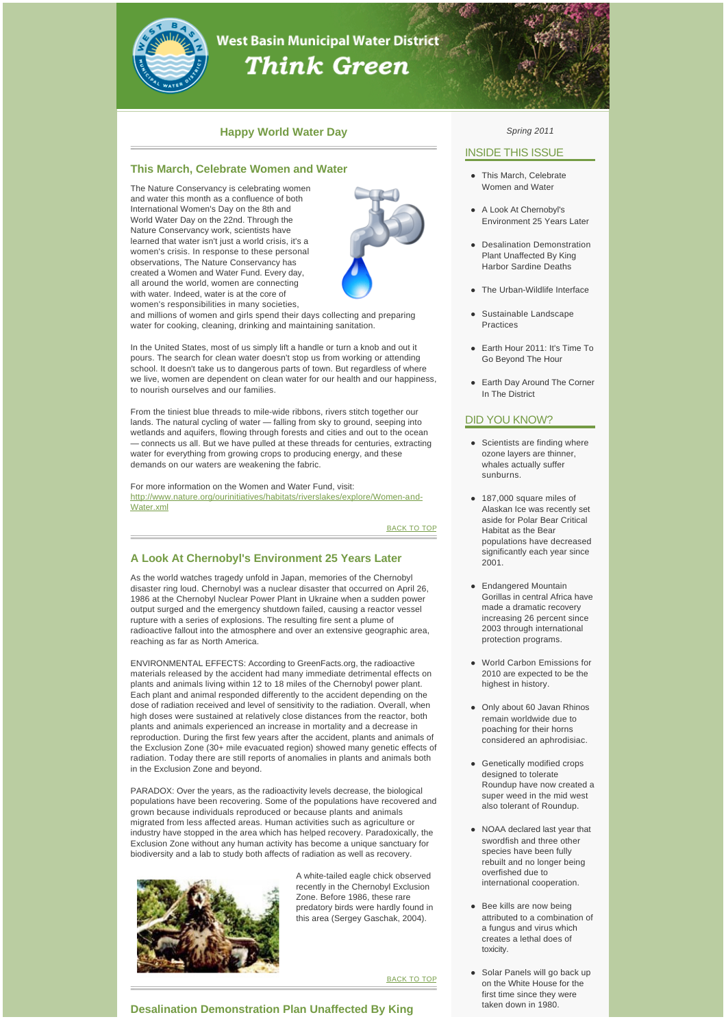# West Basin Municipal Water District

## Think Green

*Spring 2011*

## Happy World Water Day

### This March, Celebrate Women and Water

The Nature Conservancy is celebrating women and water this month as a confluence of both International Women's Day on the 8th and World Water Day on the 22nd. Through the Nature Conservancy work, scientists have learned that water isn't just a world crisis, it's a women's crisis. In response to these personal observations, The Nature Conservancy has created a Women and Water Fund. Every day, all around the world, women are connecting with water. Indeed, water is at the core of women's responsibilities in many societies, and millions of women and girls spend their days collecting and preparing water for cooking, cleaning, drinking and maintaining sanitation.

In the United States, most of us simply lift a handle or turn a knob and out it pours. The search for clean water doesn't stop us from working or attending school. It doesn't take us to dangerous parts of town. But regardless of where we live, women are dependent on clean water for our health and our happiness, to nourish ourselves and our families.

From the tiniest blue threads to mile-wide ribbons, rivers stitch together our lands. The natural cycling of water — falling from sky to ground, seeping into wetlands and aquifers, flowing through forests and cities and out to the ocean — connects us all. But we have pulled at these threads for centuries, extracting water for everything from growing crops to producing energy, and these demands on our waters are weakening the fabric.

For more information on the Women and Water Fund, visit: http://www.nature.org/ourinitiatives/habitats/riverslakes/explore/Women-and-Water.xml

BACK TO TOP

### A Look At Chernobyl's Environment 25 Years Later

As the world watches tragedy unfold in Japan, memories of the Chernobyl disaster ring loud. Chernobyl was a nuclear disaster that occurred on April 26, 1986 at the Chernobyl Nuclear Power Plant in Ukraine when a sudden power output surged and the emergency shutdown failed, causing a reactor vessel rupture with a series of explosions. The resulting fire sent a plume of radioactive fallout into the atmosphere and over an extensive geographic area, reaching as far as North America.

ENVIRONMENTAL EFFECTS: According to GreenFacts.org, the radioactive materials released by the accident had many immediate detrimental effects on plants and animals living within 12 to 18 miles of the Chernobyl power plant. Each plant and animal responded differently to the accident depending on the dose of radiation received and level of sensitivity to the radiation. Overall, when high doses were sustained at relatively close distances from the reactor, both plants and animals experienced an increase in mortality and a decrease in reproduction. During the first few years after the accident, plants and animals of the Exclusion Zone (30+ mile evacuated region) showed many genetic effects of radiation. Today there are still reports of anomalies in plants and animals both in the Exclusion Zone and beyond.

PARADOX: Over the years, as the radioactivity levels decrease, the biological populations have been recovering. Some of the populations have recovered and grown because individuals reproduced or because plants and animals migrated from less affected areas. Human activities such as agriculture or industry have stopped in the area which has helped recovery. Paradoxically, the Exclusion Zone without any human activity has become a unique sanctuary for biodiversity and a lab to study both affects of radiation as well as recovery.

A white-tailed eagle chick observed recently in the Chernobyl Exclusion Zone. Before 1986, these rare predatory birds were hardly found in this area (Sergey Gaschak, 2004).

BACK TO TOP

### Desalination Demonstration Plan Unaffected By King

## INSIDE THIS ISSUE

- This March, Celebrate Women and Water
- A Look At Chernobyl's Environment 25 Years Later
- Desalination Demonstration Plant Unaffected By King Harbor Sardine Deaths
- The Urban-Wildlife Interface
- Sustainable Landscape Practices
- Earth Hour 2011: It's Time To Go Beyond The Hour
- Earth Day Around The Corner In The District

## DID YOU KNOW?

- Scientists are finding where ozone layers are thinner, whales actually suffer sunburns.
- 187,000 square miles of Alaskan Ice was recently set aside for Polar Bear Critical Habitat as the Bear populations have decreased significantly each year since 2001.
- Endangered Mountain Gorillas in central Africa have made a dramatic recovery increasing 26 percent since 2003 through international protection programs.
- World Carbon Emissions for 2010 are expected to be the highest in history.
- Only about 60 Javan Rhinos remain worldwide due to poaching for their horns considered an aphrodisiac.
- Genetically modified crops designed to tolerate Roundup have now created a super weed in the mid west also tolerant of Roundup.
- NOAA declared last year that swordfish and three other species have been fully rebuilt and no longer being overfished due to international cooperation.
- Bee kills are now being attributed to a combination of a fungus and virus which creates a lethal does of toxicity.
- Solar Panels will go back up on the White House for the first time since they were taken down in 1980.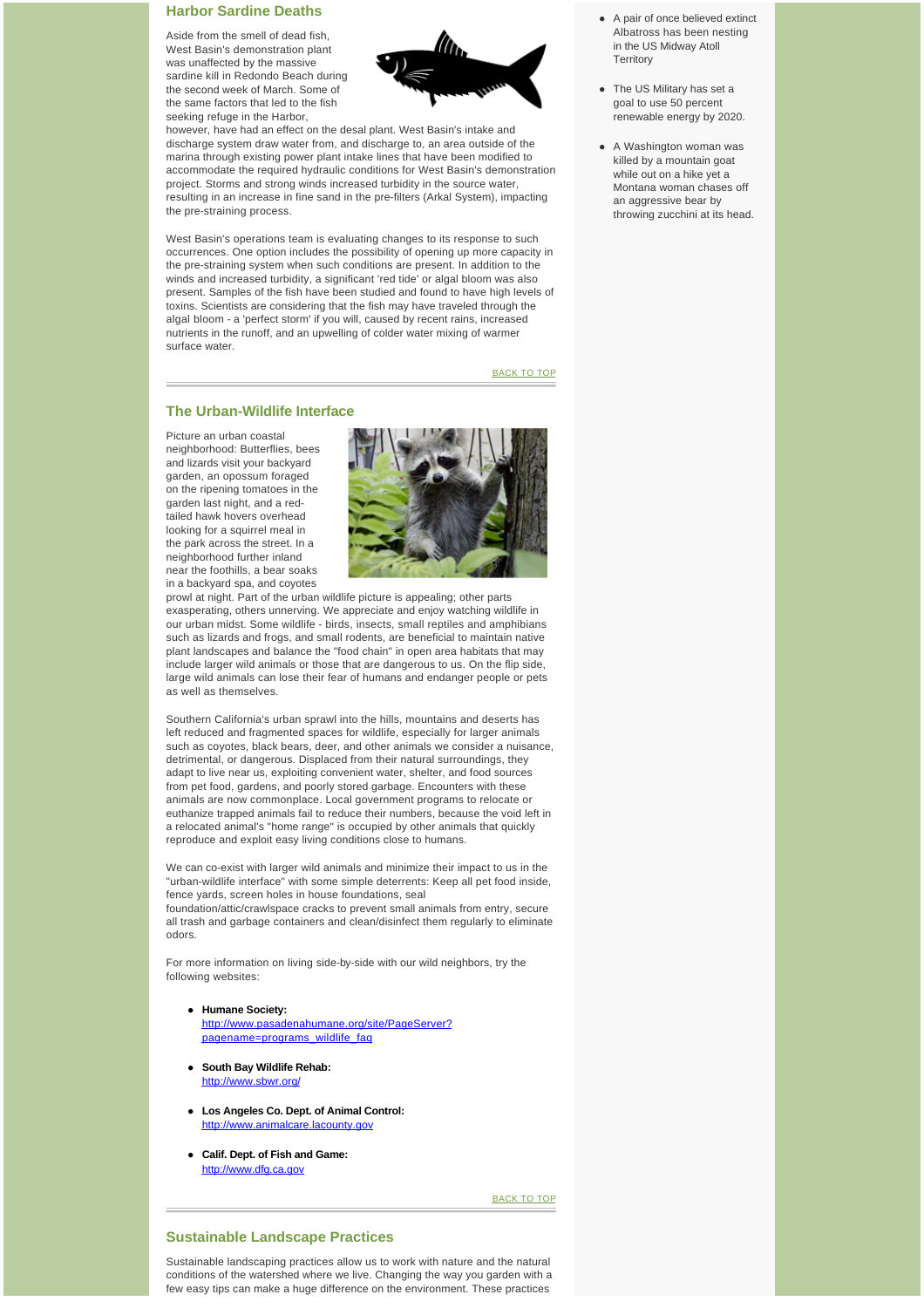## Harbor Sardine Deaths

Aside from the smell of dead fish, West Basin's demonstration plant was unaffected by the massive sardine kill in Redondo Beach during the second week of March. Some of the same factors that led to the fish seeking refuge in the Harbor, however, have had an effect on the desal plant. West Basin's intake and discharge system draw water from, and discharge to, an area outside of the marina through existing power plant intake lines that have been modified to accommodate the required hydraulic conditions for West Basin's demonstration project. Storms and strong winds increased turbidity in the source water, resulting in an increase in fine sand in the pre-filters (Arkal System), impacting the pre-straining process.

West Basin's operations team is evaluating changes to its response to such occurrences. One option includes the possibility of opening up more capacity in the pre-straining system when such conditions are present. In addition to the winds and increased turbidity, a significant 'red tide' or algal bloom was also present. Samples of the fish have been studied and found to have high levels of toxins. Scientists are considering that the fish may have traveled through the algal bloom - a 'perfect storm' if you will, caused by recent rains, increased nutrients in the runoff, and an upwelling of colder water mixing of warmer surface water.

BACK TO TOP

## The Urban-Wildlife Interface

Picture an urban coastal neighborhood: Butterflies, bees and lizards visit your backyard garden, an opossum foraged on the ripening tomatoes in the garden last night, and a red-tailed hawk hovers overhead looking for a squirrel meal in the park across the street. In a neighborhood further inland near the foothills, a bear soaks in a backyard spa, and coyotes prowl at night. Part of the urban wildlife picture is appealing; other parts exasperating, others unnerving. We appreciate and enjoy watching wildlife in our urban midst. Some wildlife - birds, insects, small reptiles and amphibians such as lizards and frogs, and small rodents, are beneficial to maintain native plant landscapes and balance the "food chain" in open area habitats that may include larger wild animals or those that are dangerous to us. On the flip side, large wild animals can lose their fear of humans and endanger people or pets as well as themselves.

Southern California's urban sprawl into the hills, mountains and deserts has left reduced and fragmented spaces for wildlife, especially for larger animals such as coyotes, black bears, deer, and other animals we consider a nuisance, detrimental, or dangerous. Displaced from their natural surroundings, they adapt to live near us, exploiting convenient water, shelter, and food sources from pet food, gardens, and poorly stored garbage. Encounters with these animals are now commonplace. Local government programs to relocate or euthanize trapped animals fail to reduce their numbers, because the void left in a relocated animal's "home range" is occupied by other animals that quickly reproduce and exploit easy living conditions close to humans.

We can co-exist with larger wild animals and minimize their impact to us in the "urban-wildlife interface" with some simple deterrents: Keep all pet food inside, fence yards, screen holes in house foundations, seal foundation/attic/crawlspace cracks to prevent small animals from entry, secure all trash and garbage containers and clean/disinfect them regularly to eliminate odors.

For more information on living side-by-side with our wild neighbors, try the following websites:

- **Humane Society:** http://www.pasadenahumane.org/site/PageServer?pagename=programs_wildlife_faq
- **South Bay Wildlife Rehab:** http://www.sbwr.org/
- **Los Angeles Co. Dept. of Animal Control:** http://www.animalcare.lacounty.gov
- **Calif. Dept. of Fish and Game:** http://www.dfg.ca.gov

BACK TO TOP

## Sustainable Landscape Practices

Sustainable landscaping practices allow us to work with nature and the natural conditions of the watershed where we live. Changing the way you garden with a few easy tips can make a huge difference on the environment. These practices

- A pair of once believed extinct Albatross has been nesting in the US Midway Atoll Territory
- The US Military has set a goal to use 50 percent renewable energy by 2020.
- A Washington woman was killed by a mountain goat while out on a hike yet a Montana woman chases off an aggressive bear by throwing zucchini at its head.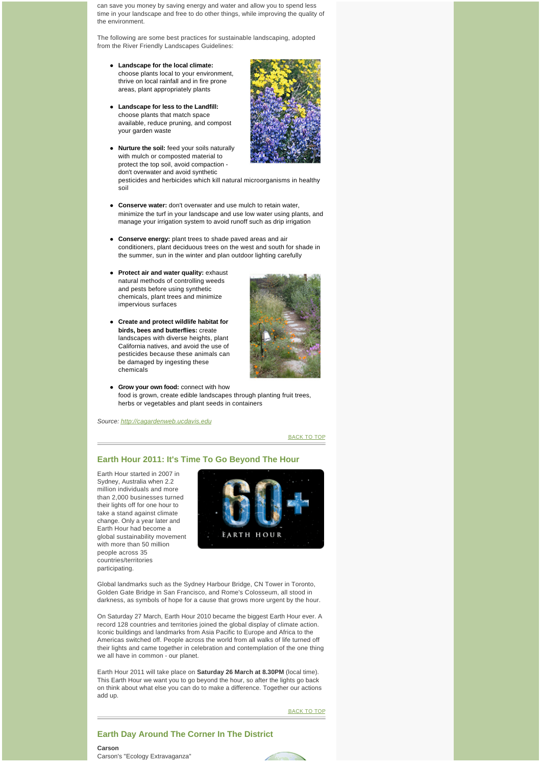can save you money by saving energy and water and allow you to spend less time in your landscape and free to do other things, while improving the quality of the environment.

The following are some best practices for sustainable landscaping, adopted from the River Friendly Landscapes Guidelines:

- **Landscape for the local climate:** choose plants local to your environment, thrive on local rainfall and in fire prone areas, plant appropriately plants
- **Landscape for less to the Landfill:** choose plants that match space available, reduce pruning, and compost your garden waste
- **Nurture the soil:** feed your soils naturally with mulch or composted material to protect the top soil, avoid compaction - don't overwater and avoid synthetic pesticides and herbicides which kill natural microorganisms in healthy soil
- **Conserve water:** don't overwater and use mulch to retain water, minimize the turf in your landscape and use low water using plants, and manage your irrigation system to avoid runoff such as drip irrigation
- **Conserve energy:** plant trees to shade paved areas and air conditioners, plant deciduous trees on the west and south for shade in the summer, sun in the winter and plan outdoor lighting carefully
- **Protect air and water quality:** exhaust natural methods of controlling weeds and pests before using synthetic chemicals, plant trees and minimize impervious surfaces
- **Create and protect wildlife habitat for birds, bees and butterflies:** create landscapes with diverse heights, plant California natives, and avoid the use of pesticides because these animals can be damaged by ingesting these chemicals
- **Grow your own food:** connect with how food is grown, create edible landscapes through planting fruit trees, herbs or vegetables and plant seeds in containers

*Source: http://cagardenweb.ucdavis.edu*

BACK TO TOP

## Earth Hour 2011: It's Time To Go Beyond The Hour

Earth Hour started in 2007 in Sydney, Australia when 2.2 million individuals and more than 2,000 businesses turned their lights off for one hour to take a stand against climate change. Only a year later and Earth Hour had become a global sustainability movement with more than 50 million people across 35 countries/territories participating.

Global landmarks such as the Sydney Harbour Bridge, CN Tower in Toronto, Golden Gate Bridge in San Francisco, and Rome's Colosseum, all stood in darkness, as symbols of hope for a cause that grows more urgent by the hour.

On Saturday 27 March, Earth Hour 2010 became the biggest Earth Hour ever. A record 128 countries and territories joined the global display of climate action. Iconic buildings and landmarks from Asia Pacific to Europe and Africa to the Americas switched off. People across the world from all walks of life turned off their lights and came together in celebration and contemplation of the one thing we all have in common - our planet.

Earth Hour 2011 will take place on **Saturday 26 March at 8.30PM** (local time). This Earth Hour we want you to go beyond the hour, so after the lights go back on think about what else you can do to make a difference. Together our actions add up.

BACK TO TOP

## Earth Day Around The Corner In The District

**Carson**
Carson's "Ecology Extravaganza"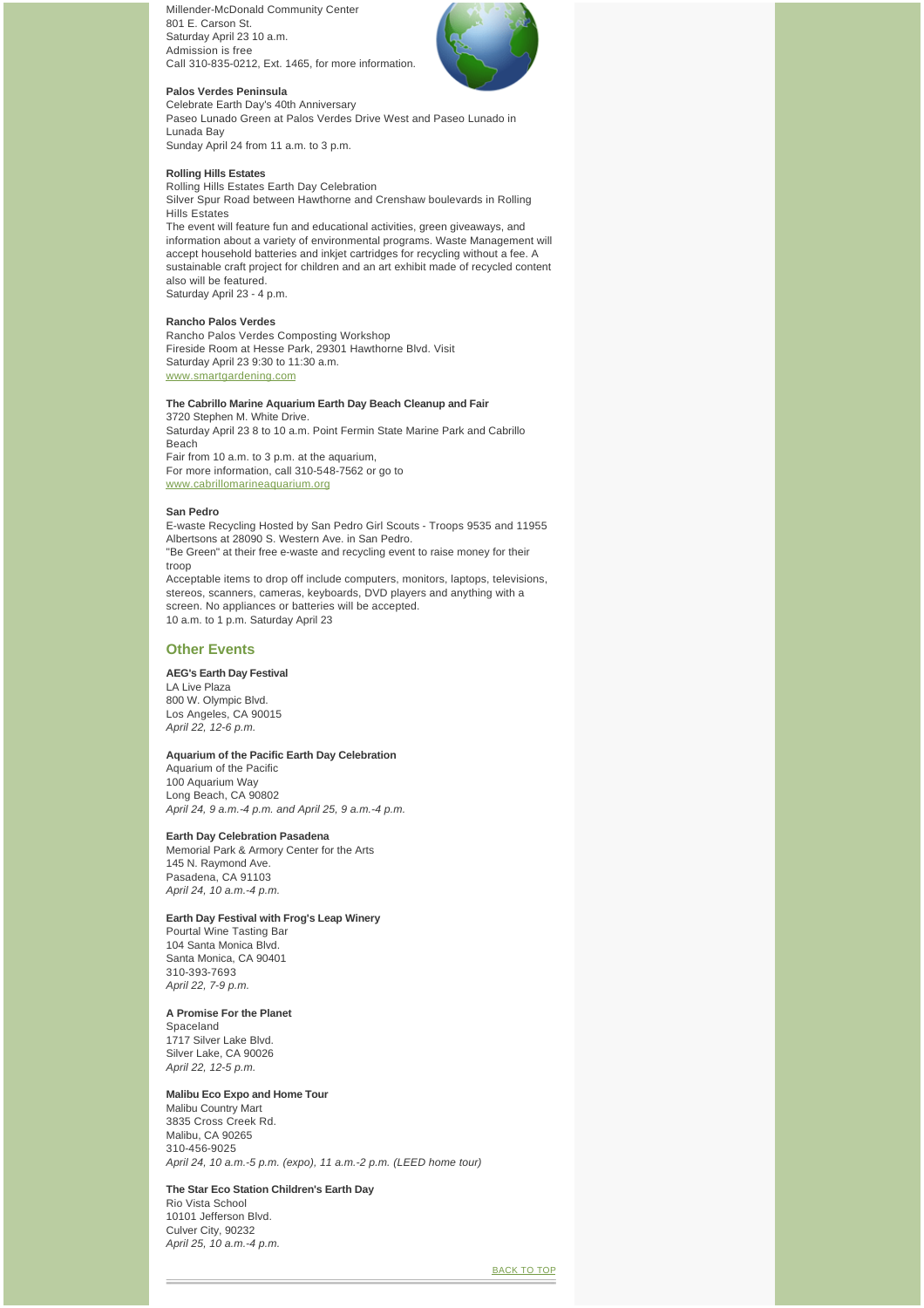Millender-McDonald Community Center
801 E. Carson St.
Saturday April 23 10 a.m.
Admission is free
Call 310-835-0212, Ext. 1465, for more information.

**Palos Verdes Peninsula**
Celebrate Earth Day's 40th Anniversary
Paseo Lunado Green at Palos Verdes Drive West and Paseo Lunado in Lunada Bay
Sunday April 24 from 11 a.m. to 3 p.m.

**Rolling Hills Estates**
Rolling Hills Estates Earth Day Celebration
Silver Spur Road between Hawthorne and Crenshaw boulevards in Rolling Hills Estates
The event will feature fun and educational activities, green giveaways, and information about a variety of environmental programs. Waste Management will accept household batteries and inkjet cartridges for recycling without a fee. A sustainable craft project for children and an art exhibit made of recycled content also will be featured.
Saturday April 23 - 4 p.m.

**Rancho Palos Verdes**
Rancho Palos Verdes Composting Workshop
Fireside Room at Hesse Park, 29301 Hawthorne Blvd. Visit
Saturday April 23 9:30 to 11:30 a.m.
www.smartgardening.com

**The Cabrillo Marine Aquarium Earth Day Beach Cleanup and Fair**
3720 Stephen M. White Drive.
Saturday April 23 8 to 10 a.m. Point Fermin State Marine Park and Cabrillo Beach
Fair from 10 a.m. to 3 p.m. at the aquarium,
For more information, call 310-548-7562 or go to
www.cabrillomarineaquarium.org

**San Pedro**
E-waste Recycling Hosted by San Pedro Girl Scouts - Troops 9535 and 11955
Albertsons at 28090 S. Western Ave. in San Pedro.
"Be Green" at their free e-waste and recycling event to raise money for their troop
Acceptable items to drop off include computers, monitors, laptops, televisions, stereos, scanners, cameras, keyboards, DVD players and anything with a screen. No appliances or batteries will be accepted.
10 a.m. to 1 p.m. Saturday April 23

## Other Events

**AEG's Earth Day Festival**
LA Live Plaza
800 W. Olympic Blvd.
Los Angeles, CA 90015
*April 22, 12-6 p.m.*

**Aquarium of the Pacific Earth Day Celebration**
Aquarium of the Pacific
100 Aquarium Way
Long Beach, CA 90802
*April 24, 9 a.m.-4 p.m. and April 25, 9 a.m.-4 p.m.*

**Earth Day Celebration Pasadena**
Memorial Park & Armory Center for the Arts
145 N. Raymond Ave.
Pasadena, CA 91103
*April 24, 10 a.m.-4 p.m.*

**Earth Day Festival with Frog's Leap Winery**
Pourtal Wine Tasting Bar
104 Santa Monica Blvd.
Santa Monica, CA 90401
310-393-7693
*April 22, 7-9 p.m.*

**A Promise For the Planet**
Spaceland
1717 Silver Lake Blvd.
Silver Lake, CA 90026
*April 22, 12-5 p.m.*

**Malibu Eco Expo and Home Tour**
Malibu Country Mart
3835 Cross Creek Rd.
Malibu, CA 90265
310-456-9025
*April 24, 10 a.m.-5 p.m. (expo), 11 a.m.-2 p.m. (LEED home tour)*

**The Star Eco Station Children's Earth Day**
Rio Vista School
10101 Jefferson Blvd.
Culver City, 90232
*April 25, 10 a.m.-4 p.m.*

BACK TO TOP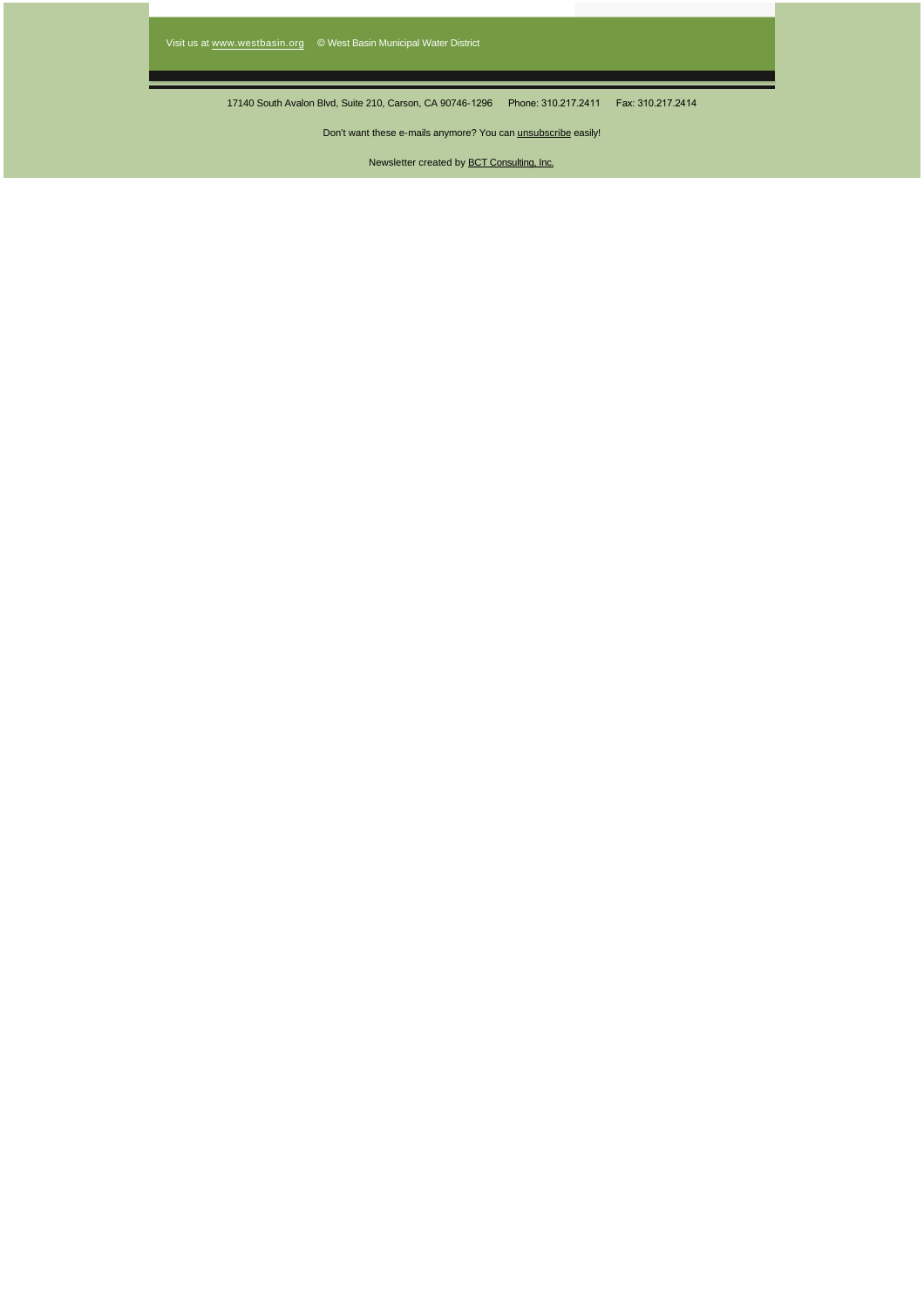Visit us at www.westbasin.org © West Basin Municipal Water District

17140 South Avalon Blvd, Suite 210, Carson, CA 90746-1296 Phone: 310.217.2411 Fax: 310.217.2414

Don't want these e-mails anymore? You can unsubscribe easily!

Newsletter created by BCT Consulting, Inc.